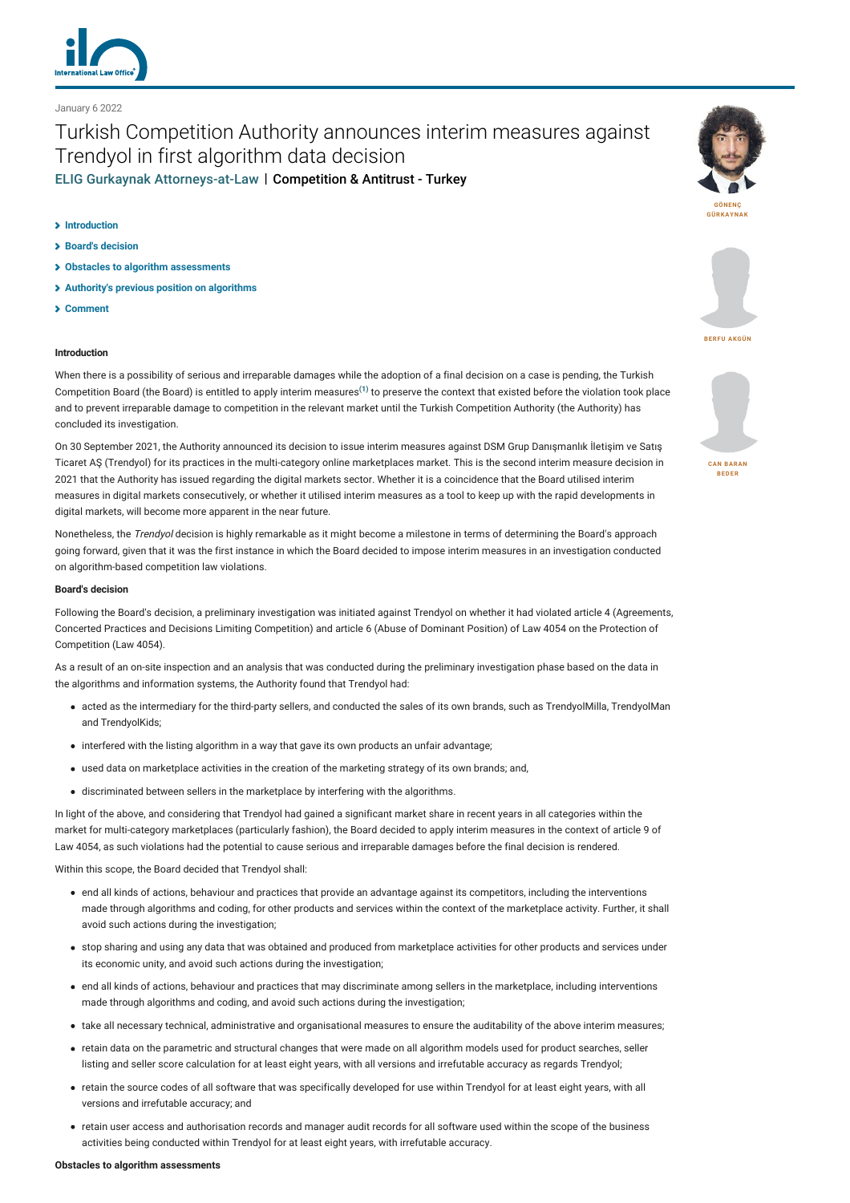January 6 2022

# Turkish Competition Authority announces interim measures against Trendyol in first algorithm data decision

ELIG Gurkaynak Attorneys-at-Law | **Competition & Antitrust - Turkey**

GÖNENÇ GÜRKAYNAK

BERFU AKGÜN

CAN BARAN BEDER

- Introduction
- Board's decision
- Obstacles to algorithm assessments
- Authority's previous position on algorithms
- Comment

**Introduction**

When there is a possibility of serious and irreparable damages while the adoption of a final decision on a case is pending, the Turkish Competition Board (the Board) is entitled to apply interim measures[(1)] to preserve the context that existed before the violation took place and to prevent irreparable damage to competition in the relevant market until the Turkish Competition Authority (the Authority) has concluded its investigation.

On 30 September 2021, the Authority announced its decision to issue interim measures against DSM Grup Danışmanlık İletişim ve Satış Ticaret AŞ (Trendyol) for its practices in the multi-category online marketplaces market. This is the second interim measure decision in 2021 that the Authority has issued regarding the digital markets sector. Whether it is a coincidence that the Board utilised interim measures in digital markets consecutively, or whether it utilised interim measures as a tool to keep up with the rapid developments in digital markets, will become more apparent in the near future.

Nonetheless, the *Trendyol* decision is highly remarkable as it might become a milestone in terms of determining the Board's approach going forward, given that it was the first instance in which the Board decided to impose interim measures in an investigation conducted on algorithm-based competition law violations.

**Board's decision**

Following the Board's decision, a preliminary investigation was initiated against Trendyol on whether it had violated article 4 (Agreements, Concerted Practices and Decisions Limiting Competition) and article 6 (Abuse of Dominant Position) of Law 4054 on the Protection of Competition (Law 4054).

As a result of an on-site inspection and an analysis that was conducted during the preliminary investigation phase based on the data in the algorithms and information systems, the Authority found that Trendyol had:

- acted as the intermediary for the third-party sellers, and conducted the sales of its own brands, such as TrendyolMilla, TrendyolMan and TrendyolKids;
- interfered with the listing algorithm in a way that gave its own products an unfair advantage;
- used data on marketplace activities in the creation of the marketing strategy of its own brands; and,
- discriminated between sellers in the marketplace by interfering with the algorithms.

In light of the above, and considering that Trendyol had gained a significant market share in recent years in all categories within the market for multi-category marketplaces (particularly fashion), the Board decided to apply interim measures in the context of article 9 of Law 4054, as such violations had the potential to cause serious and irreparable damages before the final decision is rendered.

Within this scope, the Board decided that Trendyol shall:

- end all kinds of actions, behaviour and practices that provide an advantage against its competitors, including the interventions made through algorithms and coding, for other products and services within the context of the marketplace activity. Further, it shall avoid such actions during the investigation;
- stop sharing and using any data that was obtained and produced from marketplace activities for other products and services under its economic unity, and avoid such actions during the investigation;
- end all kinds of actions, behaviour and practices that may discriminate among sellers in the marketplace, including interventions made through algorithms and coding, and avoid such actions during the investigation;
- take all necessary technical, administrative and organisational measures to ensure the auditability of the above interim measures;
- retain data on the parametric and structural changes that were made on all algorithm models used for product searches, seller listing and seller score calculation for at least eight years, with all versions and irrefutable accuracy as regards Trendyol;
- retain the source codes of all software that was specifically developed for use within Trendyol for at least eight years, with all versions and irrefutable accuracy; and
- retain user access and authorisation records and manager audit records for all software used within the scope of the business activities being conducted within Trendyol for at least eight years, with irrefutable accuracy.

**Obstacles to algorithm assessments**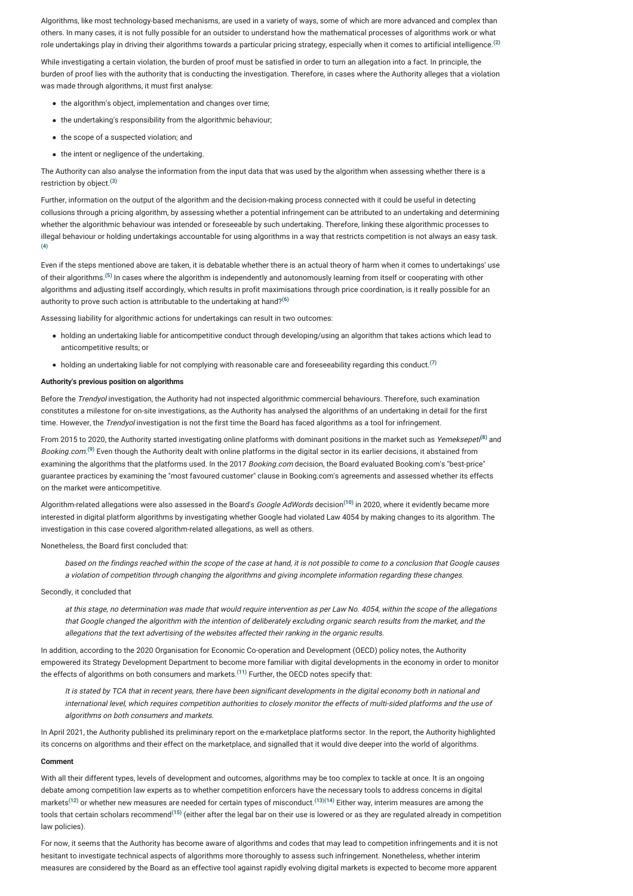Algorithms, like most technology-based mechanisms, are used in a variety of ways, some of which are more advanced and complex than others. In many cases, it is not fully possible for an outsider to understand how the mathematical processes of algorithms work or what role undertakings play in driving their algorithms towards a particular pricing strategy, especially when it comes to artificial intelligence.[(2)]

While investigating a certain violation, the burden of proof must be satisfied in order to turn an allegation into a fact. In principle, the burden of proof lies with the authority that is conducting the investigation. Therefore, in cases where the Authority alleges that a violation was made through algorithms, it must first analyse:

- the algorithm's object, implementation and changes over time;
- the undertaking's responsibility from the algorithmic behaviour;
- the scope of a suspected violation; and
- the intent or negligence of the undertaking.

The Authority can also analyse the information from the input data that was used by the algorithm when assessing whether there is a restriction by object.[(3)]

Further, information on the output of the algorithm and the decision-making process connected with it could be useful in detecting collusions through a pricing algorithm, by assessing whether a potential infringement can be attributed to an undertaking and determining whether the algorithmic behaviour was intended or foreseeable by such undertaking. Therefore, linking these algorithmic processes to illegal behaviour or holding undertakings accountable for using algorithms in a way that restricts competition is not always an easy task.[(4)]

Even if the steps mentioned above are taken, it is debatable whether there is an actual theory of harm when it comes to undertakings' use of their algorithms.[(5)] In cases where the algorithm is independently and autonomously learning from itself or cooperating with other algorithms and adjusting itself accordingly, which results in profit maximisations through price coordination, is it really possible for an authority to prove such action is attributable to the undertaking at hand?[(6)]

Assessing liability for algorithmic actions for undertakings can result in two outcomes:

- holding an undertaking liable for anticompetitive conduct through developing/using an algorithm that takes actions which lead to anticompetitive results; or
- holding an undertaking liable for not complying with reasonable care and foreseeability regarding this conduct.[(7)]

**Authority's previous position on algorithms**

Before the *Trendyol* investigation, the Authority had not inspected algorithmic commercial behaviours. Therefore, such examination constitutes a milestone for on-site investigations, as the Authority has analysed the algorithms of an undertaking in detail for the first time. However, the *Trendyol* investigation is not the first time the Board has faced algorithms as a tool for infringement.

From 2015 to 2020, the Authority started investigating online platforms with dominant positions in the market such as *Yemeksepeti*[(8)] and *Booking.com*.[(9)] Even though the Authority dealt with online platforms in the digital sector in its earlier decisions, it abstained from examining the algorithms that the platforms used. In the 2017 *Booking.com* decision, the Board evaluated Booking.com's "best-price" guarantee practices by examining the "most favoured customer" clause in Booking.com's agreements and assessed whether its effects on the market were anticompetitive.

Algorithm-related allegations were also assessed in the Board's *Google AdWords* decision[(10)] in 2020, where it evidently became more interested in digital platform algorithms by investigating whether Google had violated Law 4054 by making changes to its algorithm. The investigation in this case covered algorithm-related allegations, as well as others.

Nonetheless, the Board first concluded that:

> *based on the findings reached within the scope of the case at hand, it is not possible to come to a conclusion that Google causes a violation of competition through changing the algorithms and giving incomplete information regarding these changes.*

Secondly, it concluded that

> *at this stage, no determination was made that would require intervention as per Law No. 4054, within the scope of the allegations that Google changed the algorithm with the intention of deliberately excluding organic search results from the market, and the allegations that the text advertising of the websites affected their ranking in the organic results.*

In addition, according to the 2020 Organisation for Economic Co-operation and Development (OECD) policy notes, the Authority empowered its Strategy Development Department to become more familiar with digital developments in the economy in order to monitor the effects of algorithms on both consumers and markets.[(11)] Further, the OECD notes specify that:

> *It is stated by TCA that in recent years, there have been significant developments in the digital economy both in national and international level, which requires competition authorities to closely monitor the effects of multi-sided platforms and the use of algorithms on both consumers and markets.*

In April 2021, the Authority published its preliminary report on the e-marketplace platforms sector. In the report, the Authority highlighted its concerns on algorithms and their effect on the marketplace, and signalled that it would dive deeper into the world of algorithms.

**Comment**

With all their different types, levels of development and outcomes, algorithms may be too complex to tackle at once. It is an ongoing debate among competition law experts as to whether competition enforcers have the necessary tools to address concerns in digital markets[(12)] or whether new measures are needed for certain types of misconduct.[(13)(14)] Either way, interim measures are among the tools that certain scholars recommend[(15)] (either after the legal bar on their use is lowered or as they are regulated already in competition law policies).

For now, it seems that the Authority has become aware of algorithms and codes that may lead to competition infringements and it is not hesitant to investigate technical aspects of algorithms more thoroughly to assess such infringement. Nonetheless, whether interim measures are considered by the Board as an effective tool against rapidly evolving digital markets is expected to become more apparent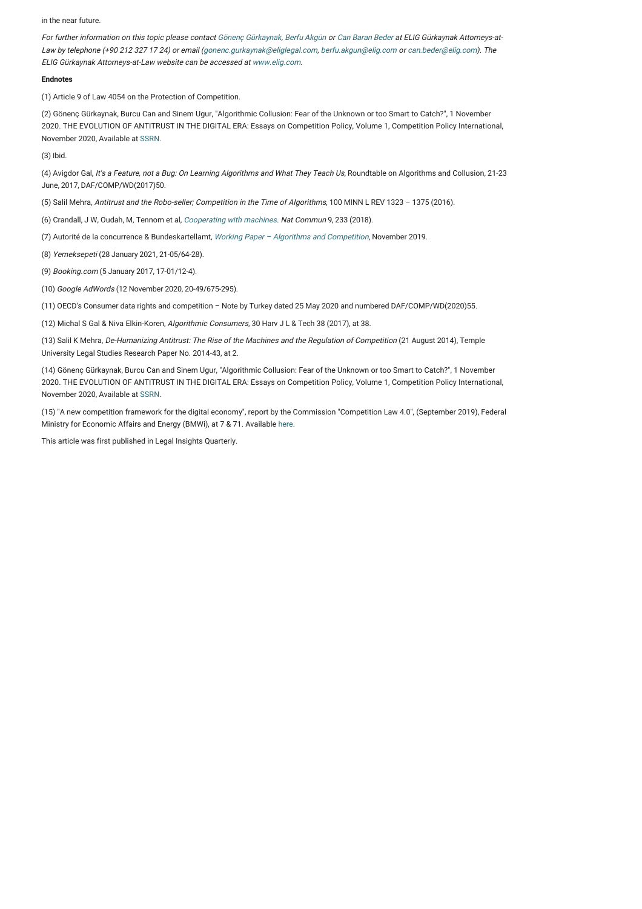in the near future.

*For further information on this topic please contact Gönenç Gürkaynak, Berfu Akgün or Can Baran Beder at ELIG Gürkaynak Attorneys-at-Law by telephone (+90 212 327 17 24) or email (gonenc.gurkaynak@eliglegal.com, berfu.akgun@elig.com or can.beder@elig.com). The ELIG Gürkaynak Attorneys-at-Law website can be accessed at www.elig.com.*

**Endnotes**

(1) Article 9 of Law 4054 on the Protection of Competition.

(2) Gönenç Gürkaynak, Burcu Can and Sinem Ugur, "Algorithmic Collusion: Fear of the Unknown or too Smart to Catch?", 1 November 2020. THE EVOLUTION OF ANTITRUST IN THE DIGITAL ERA: Essays on Competition Policy, Volume 1, Competition Policy International, November 2020, Available at SSRN.

(3) Ibid.

(4) Avigdor Gal, *It's a Feature, not a Bug: On Learning Algorithms and What They Teach Us*, Roundtable on Algorithms and Collusion, 21-23 June, 2017, DAF/COMP/WD(2017)50.

(5) Salil Mehra, *Antitrust and the Robo-seller; Competition in the Time of Algorithms*, 100 MINN L REV 1323 – 1375 (2016).

(6) Crandall, J W, Oudah, M, Tennom et al, *Cooperating with machines. Nat Commun* 9, 233 (2018).

(7) Autorité de la concurrence & Bundeskartellamt, *Working Paper – Algorithms and Competition*, November 2019.

(8) *Yemeksepeti* (28 January 2021, 21-05/64-28).

(9) *Booking.com* (5 January 2017, 17-01/12-4).

(10) *Google AdWords* (12 November 2020, 20-49/675-295).

(11) OECD's Consumer data rights and competition – Note by Turkey dated 25 May 2020 and numbered DAF/COMP/WD(2020)55.

(12) Michal S Gal & Niva Elkin-Koren, *Algorithmic Consumers*, 30 Harv J L & Tech 38 (2017), at 38.

(13) Salil K Mehra, *De-Humanizing Antitrust: The Rise of the Machines and the Regulation of Competition* (21 August 2014), Temple University Legal Studies Research Paper No. 2014-43, at 2.

(14) Gönenç Gürkaynak, Burcu Can and Sinem Ugur, "Algorithmic Collusion: Fear of the Unknown or too Smart to Catch?", 1 November 2020. THE EVOLUTION OF ANTITRUST IN THE DIGITAL ERA: Essays on Competition Policy, Volume 1, Competition Policy International, November 2020, Available at SSRN.

(15) "A new competition framework for the digital economy", report by the Commission "Competition Law 4.0", (September 2019), Federal Ministry for Economic Affairs and Energy (BMWi), at 7 & 71. Available here.

This article was first published in Legal Insights Quarterly.